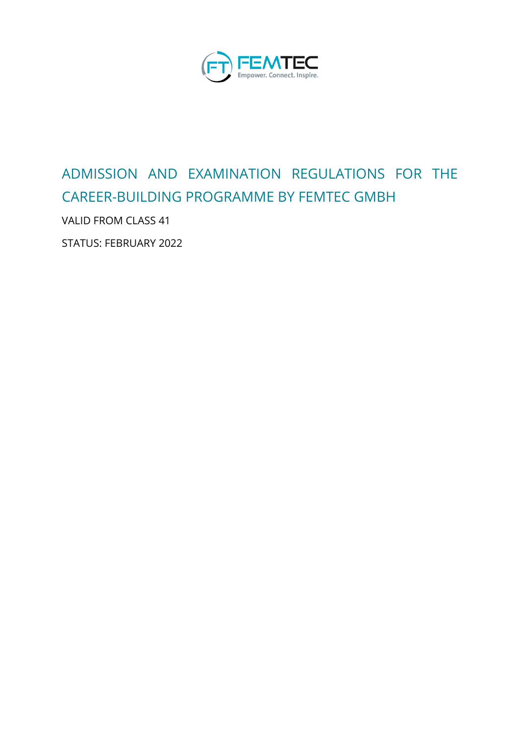FEMTEC
Empower. Connect. Inspire.

# ADMISSION AND EXAMINATION REGULATIONS FOR THE CAREER-BUILDING PROGRAMME BY FEMTEC GMBH

VALID FROM CLASS 41

STATUS: FEBRUARY 2022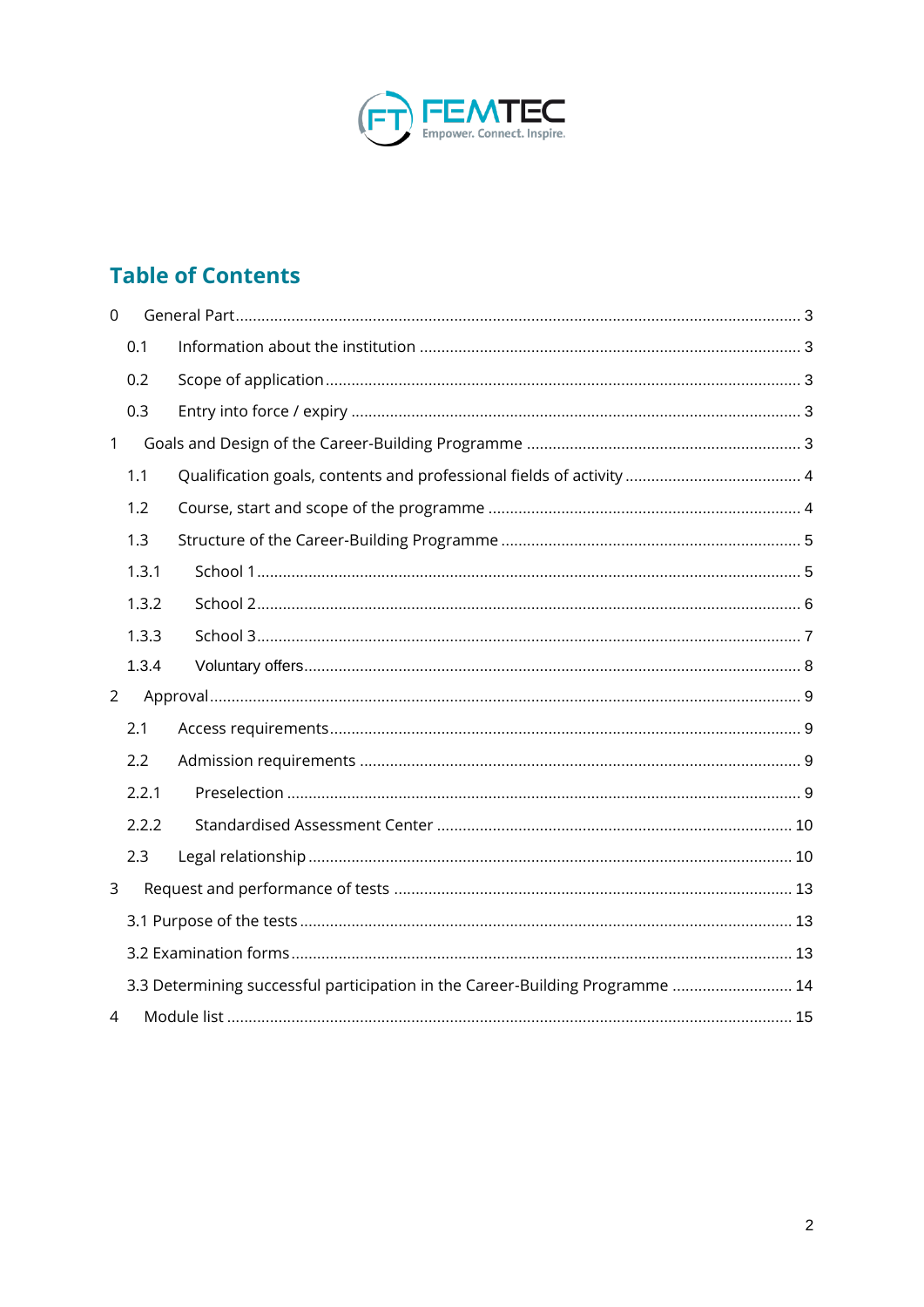## Table of Contents

- 0 General Part ... 3
  - 0.1 Information about the institution ... 3
  - 0.2 Scope of application ... 3
  - 0.3 Entry into force / expiry ... 3
- 1 Goals and Design of the Career-Building Programme ... 3
  - 1.1 Qualification goals, contents and professional fields of activity ... 4
  - 1.2 Course, start and scope of the programme ... 4
  - 1.3 Structure of the Career-Building Programme ... 5
    - 1.3.1 School 1 ... 5
    - 1.3.2 School 2 ... 6
    - 1.3.3 School 3 ... 7
    - 1.3.4 Voluntary offers ... 8
- 2 Approval ... 9
  - 2.1 Access requirements ... 9
  - 2.2 Admission requirements ... 9
    - 2.2.1 Preselection ... 9
    - 2.2.2 Standardised Assessment Center ... 10
  - 2.3 Legal relationship ... 10
- 3 Request and performance of tests ... 13
  - 3.1 Purpose of the tests ... 13
  - 3.2 Examination forms ... 13
  - 3.3 Determining successful participation in the Career-Building Programme ... 14
- 4 Module list ... 15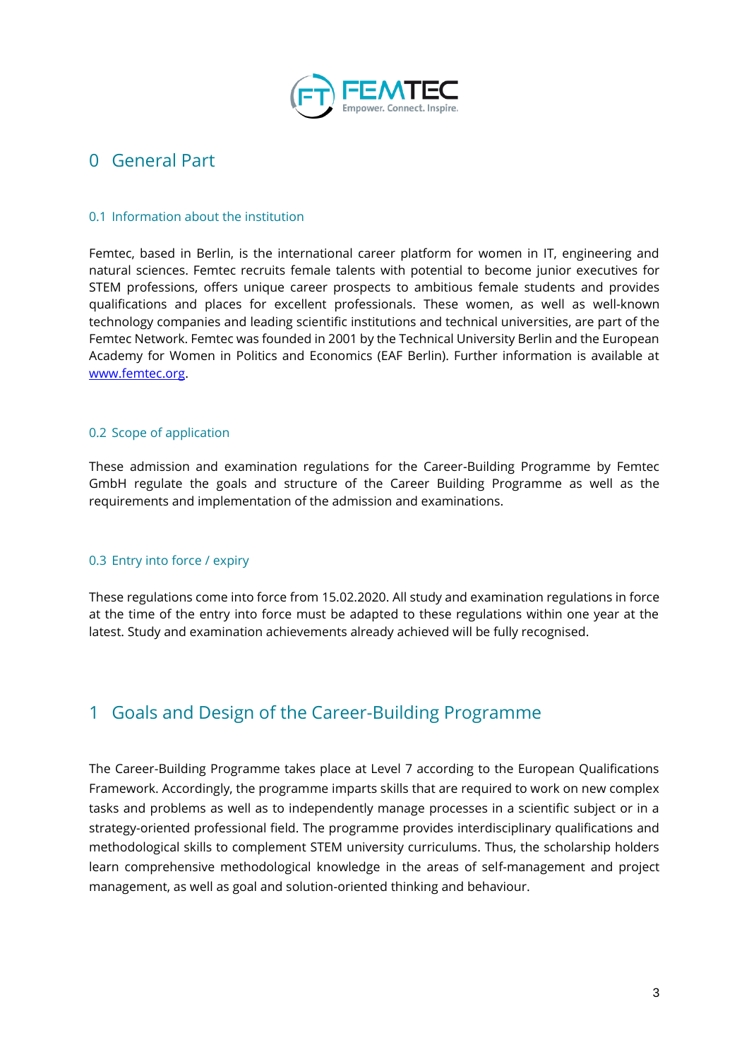# 0 General Part

## 0.1 Information about the institution

Femtec, based in Berlin, is the international career platform for women in IT, engineering and natural sciences. Femtec recruits female talents with potential to become junior executives for STEM professions, offers unique career prospects to ambitious female students and provides qualifications and places for excellent professionals. These women, as well as well-known technology companies and leading scientific institutions and technical universities, are part of the Femtec Network. Femtec was founded in 2001 by the Technical University Berlin and the European Academy for Women in Politics and Economics (EAF Berlin). Further information is available at www.femtec.org.

## 0.2 Scope of application

These admission and examination regulations for the Career-Building Programme by Femtec GmbH regulate the goals and structure of the Career Building Programme as well as the requirements and implementation of the admission and examinations.

## 0.3 Entry into force / expiry

These regulations come into force from 15.02.2020. All study and examination regulations in force at the time of the entry into force must be adapted to these regulations within one year at the latest. Study and examination achievements already achieved will be fully recognised.

# 1 Goals and Design of the Career-Building Programme

The Career-Building Programme takes place at Level 7 according to the European Qualifications Framework. Accordingly, the programme imparts skills that are required to work on new complex tasks and problems as well as to independently manage processes in a scientific subject or in a strategy-oriented professional field. The programme provides interdisciplinary qualifications and methodological skills to complement STEM university curriculums. Thus, the scholarship holders learn comprehensive methodological knowledge in the areas of self-management and project management, as well as goal and solution-oriented thinking and behaviour.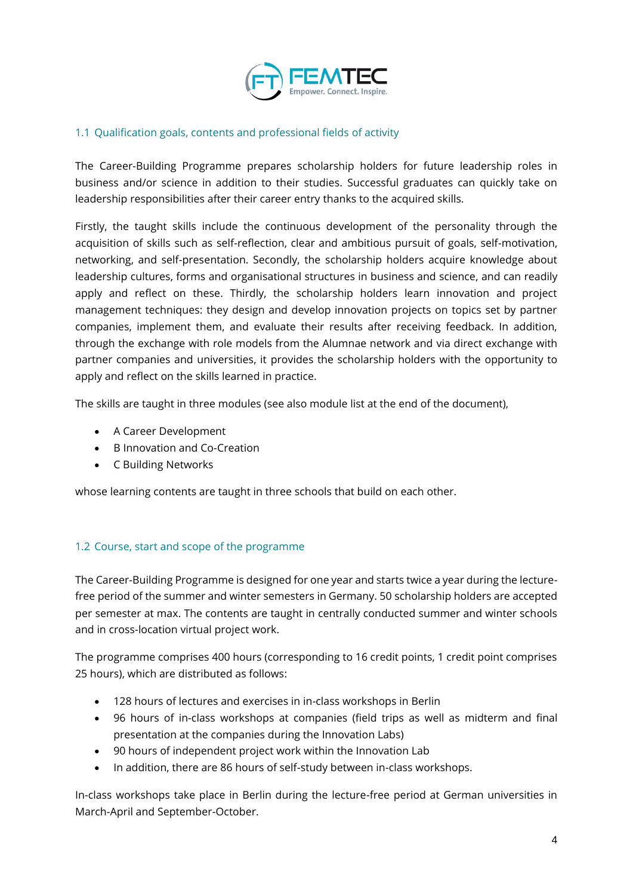### 1.1 Qualification goals, contents and professional fields of activity

The Career-Building Programme prepares scholarship holders for future leadership roles in business and/or science in addition to their studies. Successful graduates can quickly take on leadership responsibilities after their career entry thanks to the acquired skills.

Firstly, the taught skills include the continuous development of the personality through the acquisition of skills such as self-reflection, clear and ambitious pursuit of goals, self-motivation, networking, and self-presentation. Secondly, the scholarship holders acquire knowledge about leadership cultures, forms and organisational structures in business and science, and can readily apply and reflect on these. Thirdly, the scholarship holders learn innovation and project management techniques: they design and develop innovation projects on topics set by partner companies, implement them, and evaluate their results after receiving feedback. In addition, through the exchange with role models from the Alumnae network and via direct exchange with partner companies and universities, it provides the scholarship holders with the opportunity to apply and reflect on the skills learned in practice.

The skills are taught in three modules (see also module list at the end of the document),

- A Career Development
- B Innovation and Co-Creation
- C Building Networks

whose learning contents are taught in three schools that build on each other.

### 1.2 Course, start and scope of the programme

The Career-Building Programme is designed for one year and starts twice a year during the lecture-free period of the summer and winter semesters in Germany. 50 scholarship holders are accepted per semester at max. The contents are taught in centrally conducted summer and winter schools and in cross-location virtual project work.

The programme comprises 400 hours (corresponding to 16 credit points, 1 credit point comprises 25 hours), which are distributed as follows:

- 128 hours of lectures and exercises in in-class workshops in Berlin
- 96 hours of in-class workshops at companies (field trips as well as midterm and final presentation at the companies during the Innovation Labs)
- 90 hours of independent project work within the Innovation Lab
- In addition, there are 86 hours of self-study between in-class workshops.

In-class workshops take place in Berlin during the lecture-free period at German universities in March-April and September-October.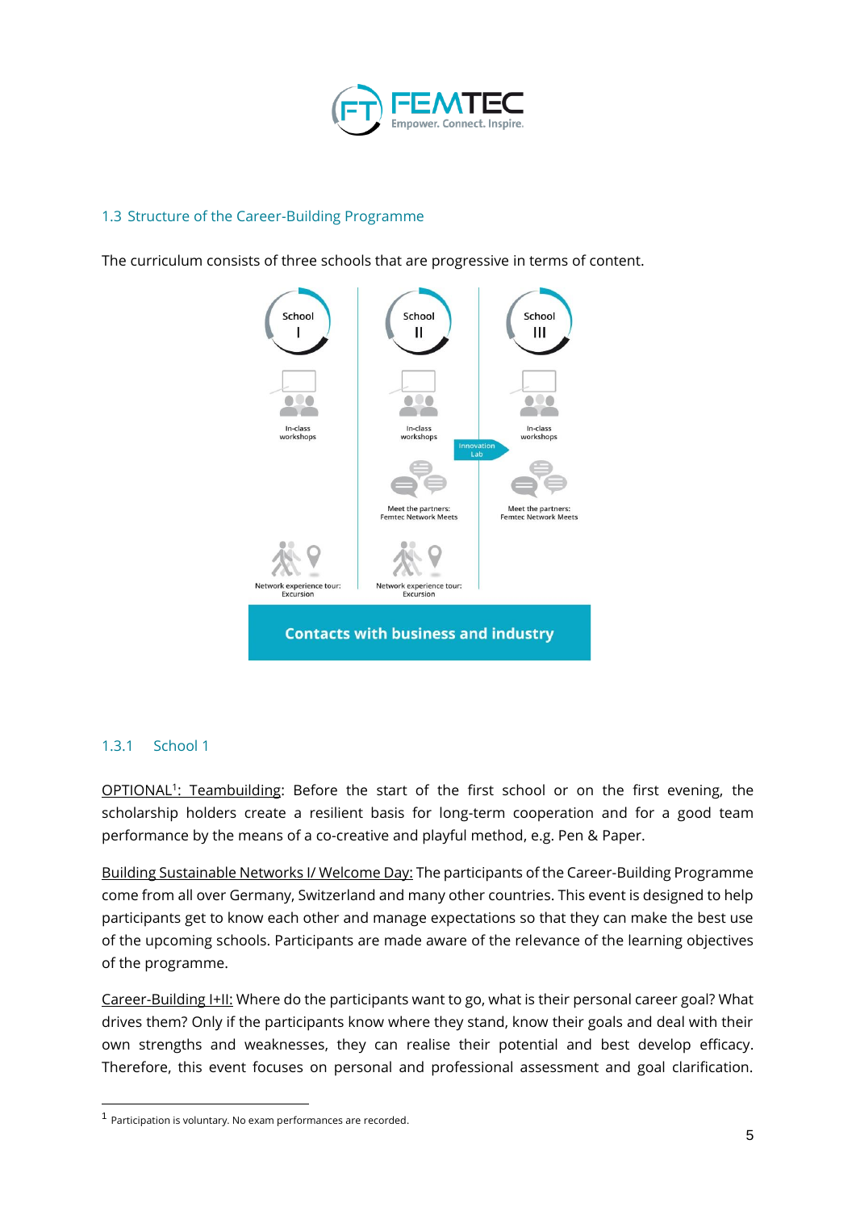## 1.3 Structure of the Career-Building Programme

The curriculum consists of three schools that are progressive in terms of content.

| School I | School II | School III |
| --- | --- | --- |
| In-class workshops | In-class workshops | In-class workshops |
| | Meet the partners: Femtec Network Meets | Meet the partners: Femtec Network Meets |
| Network experience tour: Excursion | Network experience tour: Excursion | |

Innovation Lab

**Contacts with business and industry**

### 1.3.1 School 1

OPTIONAL[1]: Teambuilding: Before the start of the first school or on the first evening, the scholarship holders create a resilient basis for long-term cooperation and for a good team performance by the means of a co-creative and playful method, e.g. Pen & Paper.

Building Sustainable Networks I/ Welcome Day: The participants of the Career-Building Programme come from all over Germany, Switzerland and many other countries. This event is designed to help participants get to know each other and manage expectations so that they can make the best use of the upcoming schools. Participants are made aware of the relevance of the learning objectives of the programme.

Career-Building I+II: Where do the participants want to go, what is their personal career goal? What drives them? Only if the participants know where they stand, know their goals and deal with their own strengths and weaknesses, they can realise their potential and best develop efficacy. Therefore, this event focuses on personal and professional assessment and goal clarification.

[1] Participation is voluntary. No exam performances are recorded.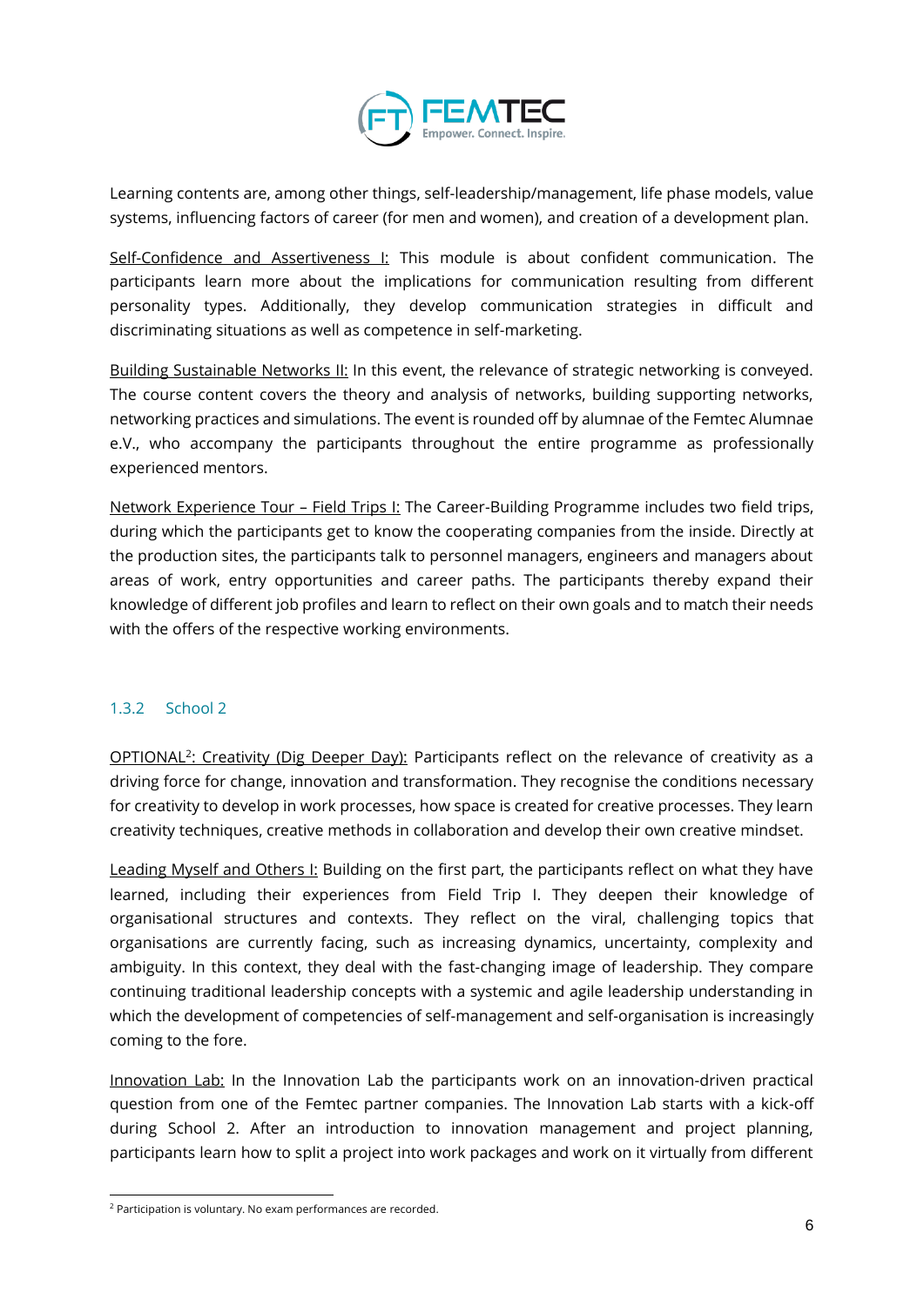Learning contents are, among other things, self-leadership/management, life phase models, value systems, influencing factors of career (for men and women), and creation of a development plan.

Self-Confidence and Assertiveness I: This module is about confident communication. The participants learn more about the implications for communication resulting from different personality types. Additionally, they develop communication strategies in difficult and discriminating situations as well as competence in self-marketing.

Building Sustainable Networks II: In this event, the relevance of strategic networking is conveyed. The course content covers the theory and analysis of networks, building supporting networks, networking practices and simulations. The event is rounded off by alumnae of the Femtec Alumnae e.V., who accompany the participants throughout the entire programme as professionally experienced mentors.

Network Experience Tour – Field Trips I: The Career-Building Programme includes two field trips, during which the participants get to know the cooperating companies from the inside. Directly at the production sites, the participants talk to personnel managers, engineers and managers about areas of work, entry opportunities and career paths. The participants thereby expand their knowledge of different job profiles and learn to reflect on their own goals and to match their needs with the offers of the respective working environments.

### 1.3.2 School 2

OPTIONAL[2]: Creativity (Dig Deeper Day): Participants reflect on the relevance of creativity as a driving force for change, innovation and transformation. They recognise the conditions necessary for creativity to develop in work processes, how space is created for creative processes. They learn creativity techniques, creative methods in collaboration and develop their own creative mindset.

Leading Myself and Others I: Building on the first part, the participants reflect on what they have learned, including their experiences from Field Trip I. They deepen their knowledge of organisational structures and contexts. They reflect on the viral, challenging topics that organisations are currently facing, such as increasing dynamics, uncertainty, complexity and ambiguity. In this context, they deal with the fast-changing image of leadership. They compare continuing traditional leadership concepts with a systemic and agile leadership understanding in which the development of competencies of self-management and self-organisation is increasingly coming to the fore.

Innovation Lab: In the Innovation Lab the participants work on an innovation-driven practical question from one of the Femtec partner companies. The Innovation Lab starts with a kick-off during School 2. After an introduction to innovation management and project planning, participants learn how to split a project into work packages and work on it virtually from different

[2] Participation is voluntary. No exam performances are recorded.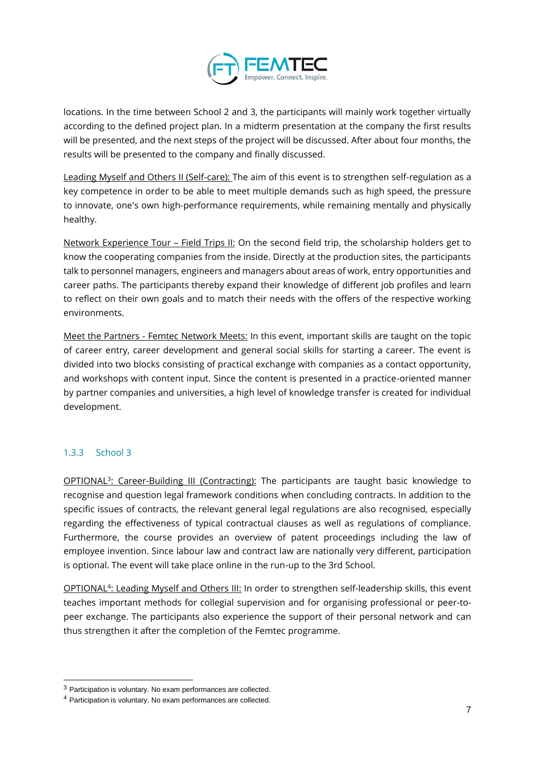locations. In the time between School 2 and 3, the participants will mainly work together virtually according to the defined project plan. In a midterm presentation at the company the first results will be presented, and the next steps of the project will be discussed. After about four months, the results will be presented to the company and finally discussed.

Leading Myself and Others II (Self-care): The aim of this event is to strengthen self-regulation as a key competence in order to be able to meet multiple demands such as high speed, the pressure to innovate, one's own high-performance requirements, while remaining mentally and physically healthy.

Network Experience Tour – Field Trips II: On the second field trip, the scholarship holders get to know the cooperating companies from the inside. Directly at the production sites, the participants talk to personnel managers, engineers and managers about areas of work, entry opportunities and career paths. The participants thereby expand their knowledge of different job profiles and learn to reflect on their own goals and to match their needs with the offers of the respective working environments.

Meet the Partners - Femtec Network Meets: In this event, important skills are taught on the topic of career entry, career development and general social skills for starting a career. The event is divided into two blocks consisting of practical exchange with companies as a contact opportunity, and workshops with content input. Since the content is presented in a practice-oriented manner by partner companies and universities, a high level of knowledge transfer is created for individual development.

### 1.3.3 School 3

OPTIONAL[3]: Career-Building III (Contracting): The participants are taught basic knowledge to recognise and question legal framework conditions when concluding contracts. In addition to the specific issues of contracts, the relevant general legal regulations are also recognised, especially regarding the effectiveness of typical contractual clauses as well as regulations of compliance. Furthermore, the course provides an overview of patent proceedings including the law of employee invention. Since labour law and contract law are nationally very different, participation is optional. The event will take place online in the run-up to the 3rd School.

OPTIONAL[4]: Leading Myself and Others III: In order to strengthen self-leadership skills, this event teaches important methods for collegial supervision and for organising professional or peer-to-peer exchange. The participants also experience the support of their personal network and can thus strengthen it after the completion of the Femtec programme.

[3] Participation is voluntary. No exam performances are collected.

[4] Participation is voluntary. No exam performances are collected.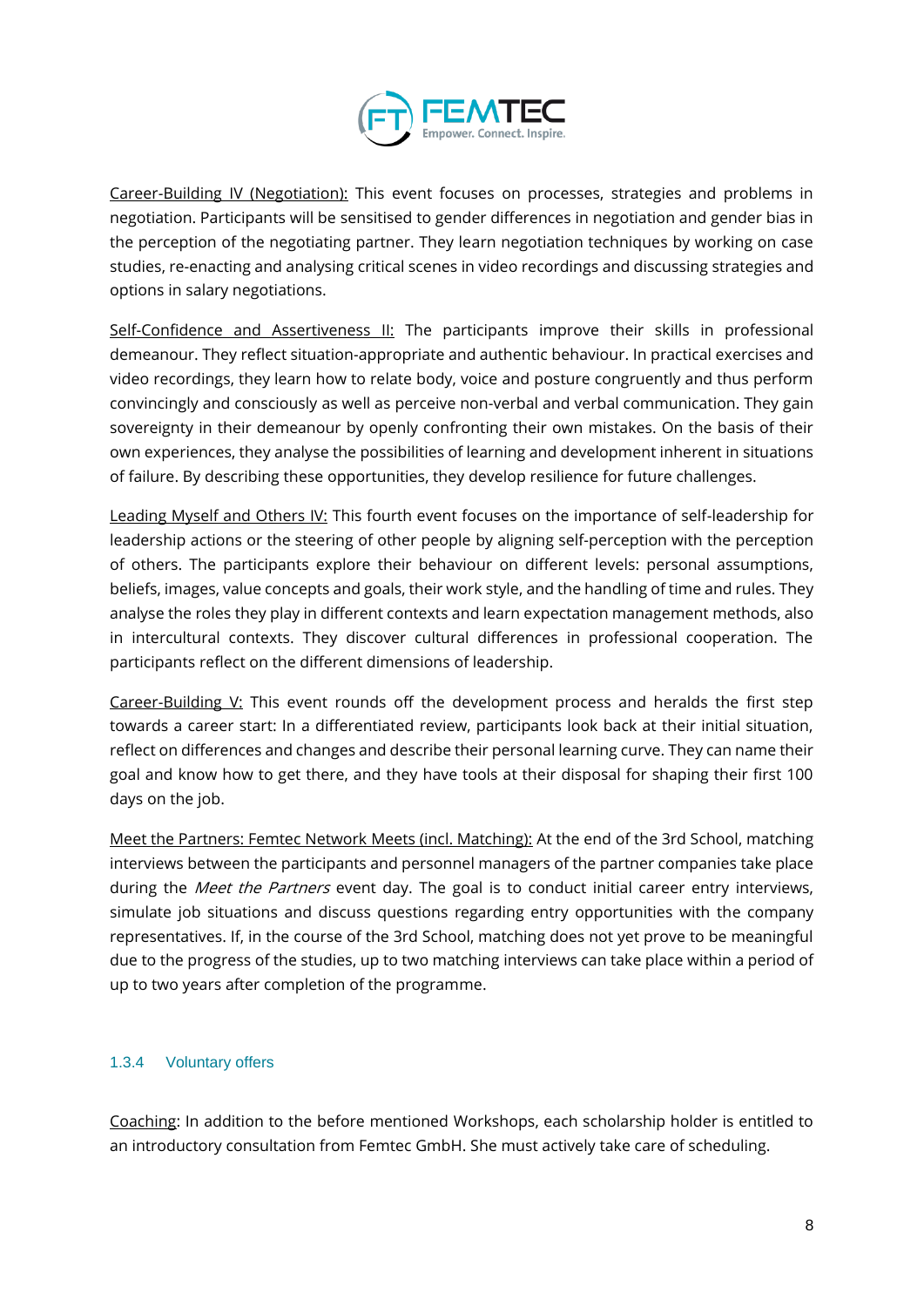Career-Building IV (Negotiation): This event focuses on processes, strategies and problems in negotiation. Participants will be sensitised to gender differences in negotiation and gender bias in the perception of the negotiating partner. They learn negotiation techniques by working on case studies, re-enacting and analysing critical scenes in video recordings and discussing strategies and options in salary negotiations.

Self-Confidence and Assertiveness II: The participants improve their skills in professional demeanour. They reflect situation-appropriate and authentic behaviour. In practical exercises and video recordings, they learn how to relate body, voice and posture congruently and thus perform convincingly and consciously as well as perceive non-verbal and verbal communication. They gain sovereignty in their demeanour by openly confronting their own mistakes. On the basis of their own experiences, they analyse the possibilities of learning and development inherent in situations of failure. By describing these opportunities, they develop resilience for future challenges.

Leading Myself and Others IV: This fourth event focuses on the importance of self-leadership for leadership actions or the steering of other people by aligning self-perception with the perception of others. The participants explore their behaviour on different levels: personal assumptions, beliefs, images, value concepts and goals, their work style, and the handling of time and rules. They analyse the roles they play in different contexts and learn expectation management methods, also in intercultural contexts. They discover cultural differences in professional cooperation. The participants reflect on the different dimensions of leadership.

Career-Building V: This event rounds off the development process and heralds the first step towards a career start: In a differentiated review, participants look back at their initial situation, reflect on differences and changes and describe their personal learning curve. They can name their goal and know how to get there, and they have tools at their disposal for shaping their first 100 days on the job.

Meet the Partners: Femtec Network Meets (incl. Matching): At the end of the 3rd School, matching interviews between the participants and personnel managers of the partner companies take place during the *Meet the Partners* event day. The goal is to conduct initial career entry interviews, simulate job situations and discuss questions regarding entry opportunities with the company representatives. If, in the course of the 3rd School, matching does not yet prove to be meaningful due to the progress of the studies, up to two matching interviews can take place within a period of up to two years after completion of the programme.

### 1.3.4 Voluntary offers

Coaching: In addition to the before mentioned Workshops, each scholarship holder is entitled to an introductory consultation from Femtec GmbH. She must actively take care of scheduling.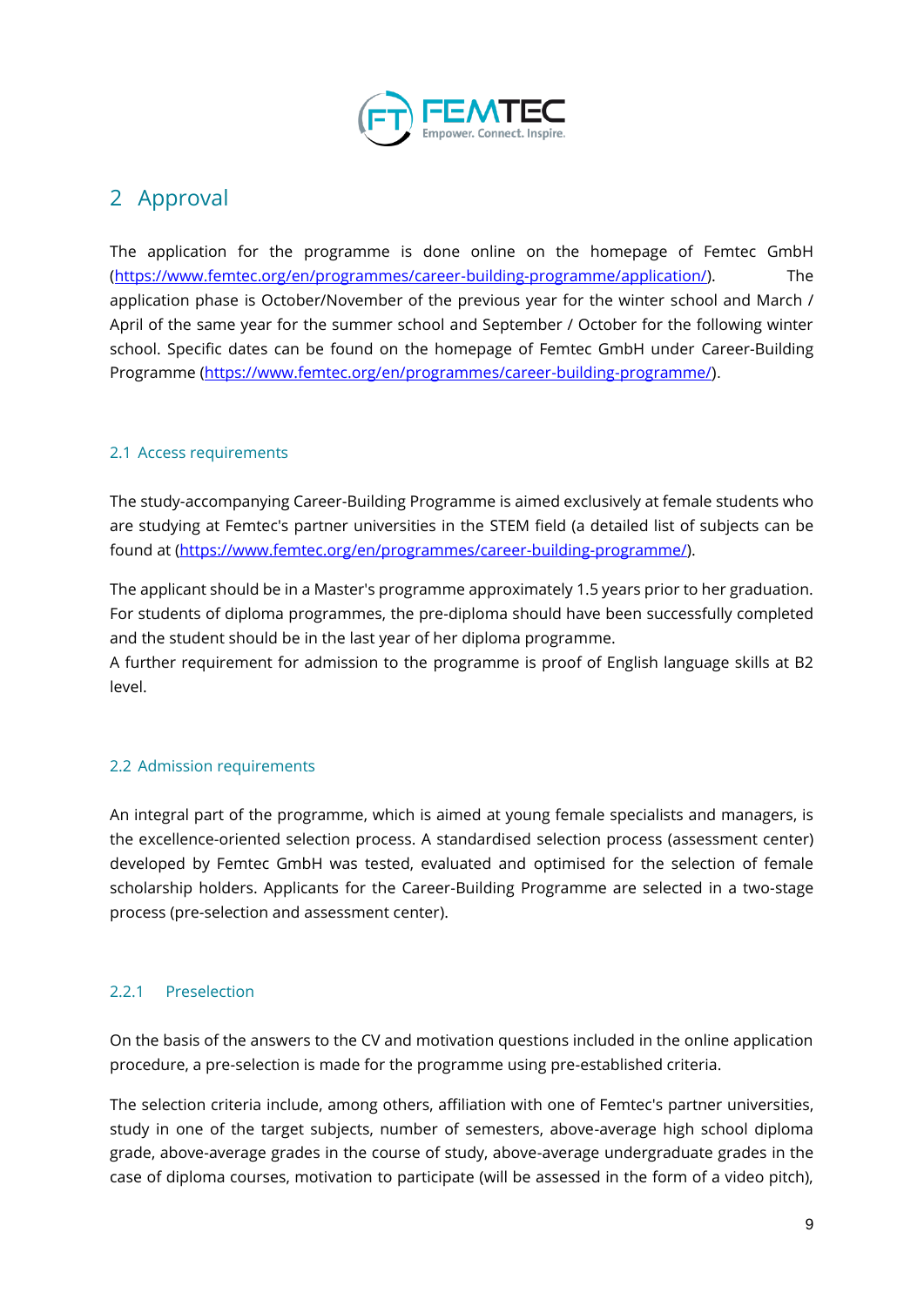# 2 Approval

The application for the programme is done online on the homepage of Femtec GmbH (https://www.femtec.org/en/programmes/career-building-programme/application/). The application phase is October/November of the previous year for the winter school and March / April of the same year for the summer school and September / October for the following winter school. Specific dates can be found on the homepage of Femtec GmbH under Career-Building Programme (https://www.femtec.org/en/programmes/career-building-programme/).

## 2.1 Access requirements

The study-accompanying Career-Building Programme is aimed exclusively at female students who are studying at Femtec's partner universities in the STEM field (a detailed list of subjects can be found at (https://www.femtec.org/en/programmes/career-building-programme/).

The applicant should be in a Master's programme approximately 1.5 years prior to her graduation. For students of diploma programmes, the pre-diploma should have been successfully completed and the student should be in the last year of her diploma programme.
A further requirement for admission to the programme is proof of English language skills at B2 level.

## 2.2 Admission requirements

An integral part of the programme, which is aimed at young female specialists and managers, is the excellence-oriented selection process. A standardised selection process (assessment center) developed by Femtec GmbH was tested, evaluated and optimised for the selection of female scholarship holders. Applicants for the Career-Building Programme are selected in a two-stage process (pre-selection and assessment center).

### 2.2.1 Preselection

On the basis of the answers to the CV and motivation questions included in the online application procedure, a pre-selection is made for the programme using pre-established criteria.

The selection criteria include, among others, affiliation with one of Femtec's partner universities, study in one of the target subjects, number of semesters, above-average high school diploma grade, above-average grades in the course of study, above-average undergraduate grades in the case of diploma courses, motivation to participate (will be assessed in the form of a video pitch),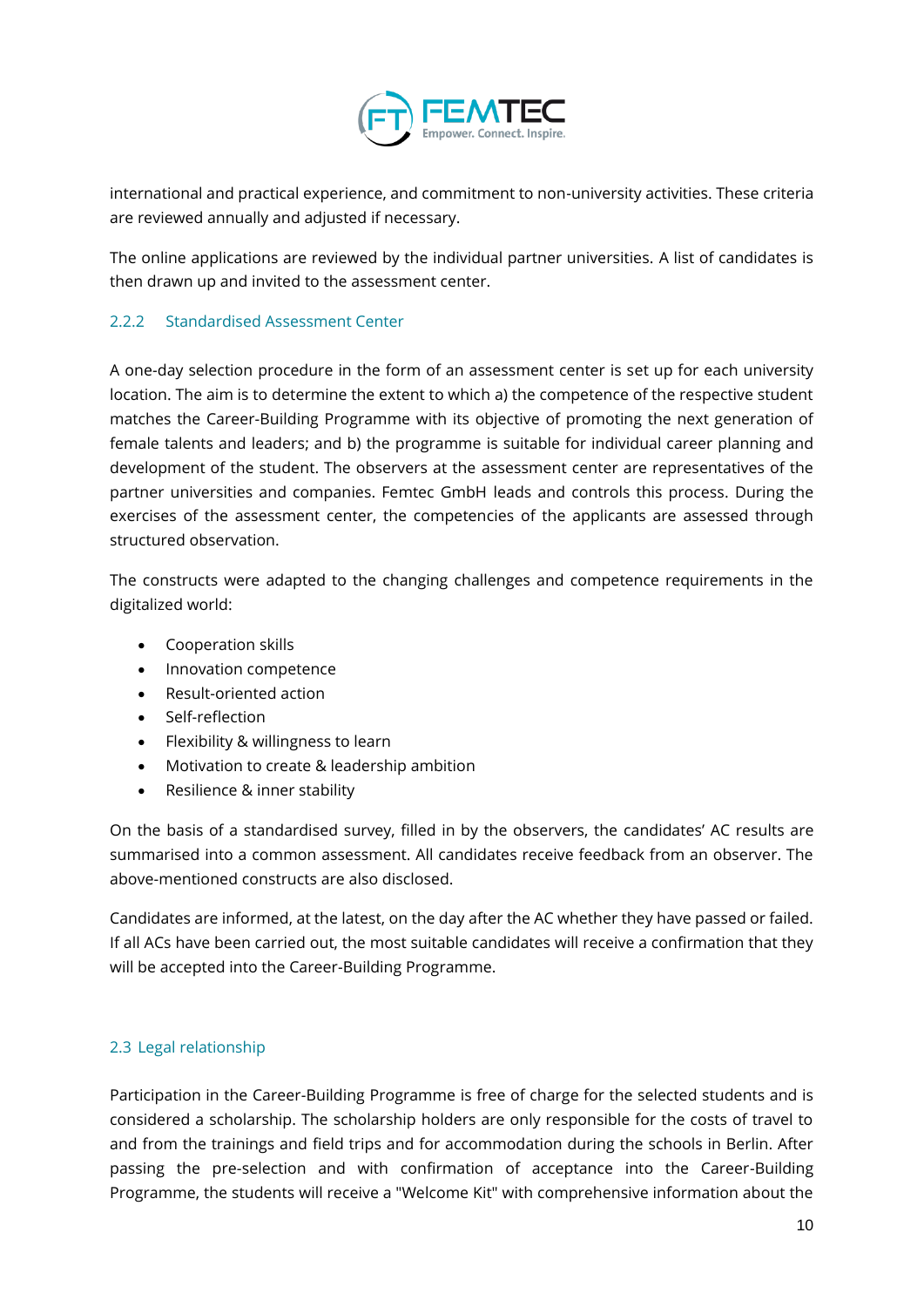international and practical experience, and commitment to non-university activities. These criteria are reviewed annually and adjusted if necessary.

The online applications are reviewed by the individual partner universities. A list of candidates is then drawn up and invited to the assessment center.

### 2.2.2 Standardised Assessment Center

A one-day selection procedure in the form of an assessment center is set up for each university location. The aim is to determine the extent to which a) the competence of the respective student matches the Career-Building Programme with its objective of promoting the next generation of female talents and leaders; and b) the programme is suitable for individual career planning and development of the student. The observers at the assessment center are representatives of the partner universities and companies. Femtec GmbH leads and controls this process. During the exercises of the assessment center, the competencies of the applicants are assessed through structured observation.

The constructs were adapted to the changing challenges and competence requirements in the digitalized world:

- Cooperation skills
- Innovation competence
- Result-oriented action
- Self-reflection
- Flexibility & willingness to learn
- Motivation to create & leadership ambition
- Resilience & inner stability

On the basis of a standardised survey, filled in by the observers, the candidates' AC results are summarised into a common assessment. All candidates receive feedback from an observer. The above-mentioned constructs are also disclosed.

Candidates are informed, at the latest, on the day after the AC whether they have passed or failed. If all ACs have been carried out, the most suitable candidates will receive a confirmation that they will be accepted into the Career-Building Programme.

## 2.3 Legal relationship

Participation in the Career-Building Programme is free of charge for the selected students and is considered a scholarship. The scholarship holders are only responsible for the costs of travel to and from the trainings and field trips and for accommodation during the schools in Berlin. After passing the pre-selection and with confirmation of acceptance into the Career-Building Programme, the students will receive a "Welcome Kit" with comprehensive information about the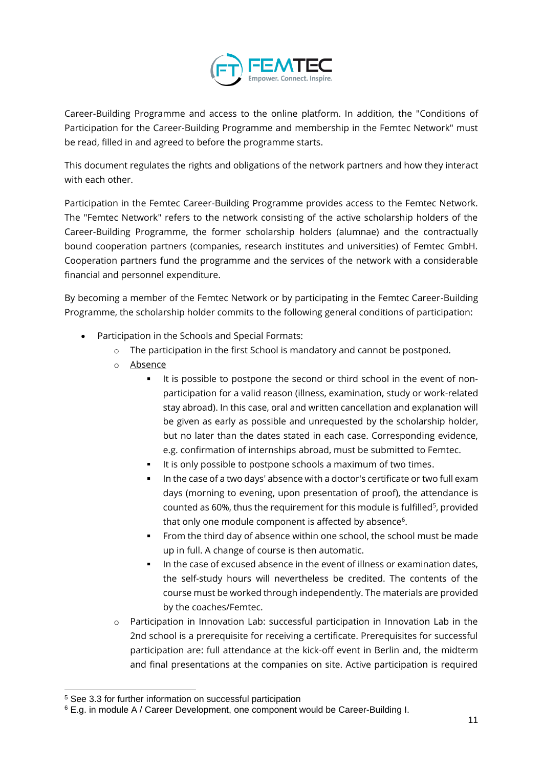Career-Building Programme and access to the online platform. In addition, the "Conditions of Participation for the Career-Building Programme and membership in the Femtec Network" must be read, filled in and agreed to before the programme starts.

This document regulates the rights and obligations of the network partners and how they interact with each other.

Participation in the Femtec Career-Building Programme provides access to the Femtec Network. The "Femtec Network" refers to the network consisting of the active scholarship holders of the Career-Building Programme, the former scholarship holders (alumnae) and the contractually bound cooperation partners (companies, research institutes and universities) of Femtec GmbH. Cooperation partners fund the programme and the services of the network with a considerable financial and personnel expenditure.

By becoming a member of the Femtec Network or by participating in the Femtec Career-Building Programme, the scholarship holder commits to the following general conditions of participation:

- Participation in the Schools and Special Formats:
  - The participation in the first School is mandatory and cannot be postponed.
  - Absence
    - It is possible to postpone the second or third school in the event of non-participation for a valid reason (illness, examination, study or work-related stay abroad). In this case, oral and written cancellation and explanation will be given as early as possible and unrequested by the scholarship holder, but no later than the dates stated in each case. Corresponding evidence, e.g. confirmation of internships abroad, must be submitted to Femtec.
    - It is only possible to postpone schools a maximum of two times.
    - In the case of a two days' absence with a doctor's certificate or two full exam days (morning to evening, upon presentation of proof), the attendance is counted as 60%, thus the requirement for this module is fulfilled[5], provided that only one module component is affected by absence[6].
    - From the third day of absence within one school, the school must be made up in full. A change of course is then automatic.
    - In the case of excused absence in the event of illness or examination dates, the self-study hours will nevertheless be credited. The contents of the course must be worked through independently. The materials are provided by the coaches/Femtec.
  - Participation in Innovation Lab: successful participation in Innovation Lab in the 2nd school is a prerequisite for receiving a certificate. Prerequisites for successful participation are: full attendance at the kick-off event in Berlin and, the midterm and final presentations at the companies on site. Active participation is required

---

[5] See 3.3 for further information on successful participation

[6] E.g. in module A / Career Development, one component would be Career-Building I.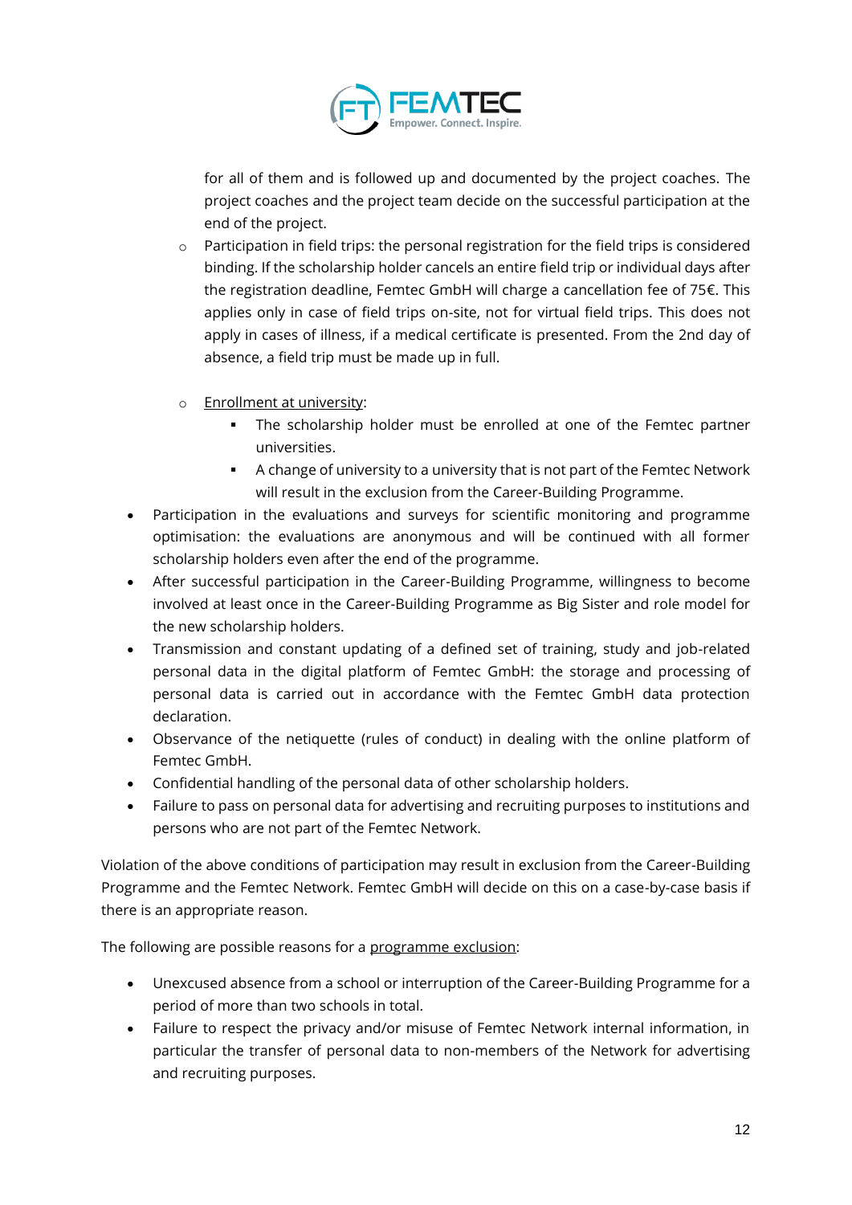for all of them and is followed up and documented by the project coaches. The project coaches and the project team decide on the successful participation at the end of the project.

  - Participation in field trips: the personal registration for the field trips is considered binding. If the scholarship holder cancels an entire field trip or individual days after the registration deadline, Femtec GmbH will charge a cancellation fee of 75€. This applies only in case of field trips on-site, not for virtual field trips. This does not apply in cases of illness, if a medical certificate is presented. From the 2nd day of absence, a field trip must be made up in full.

  - Enrollment at university:
    - The scholarship holder must be enrolled at one of the Femtec partner universities.
    - A change of university to a university that is not part of the Femtec Network will result in the exclusion from the Career-Building Programme.
- Participation in the evaluations and surveys for scientific monitoring and programme optimisation: the evaluations are anonymous and will be continued with all former scholarship holders even after the end of the programme.
- After successful participation in the Career-Building Programme, willingness to become involved at least once in the Career-Building Programme as Big Sister and role model for the new scholarship holders.
- Transmission and constant updating of a defined set of training, study and job-related personal data in the digital platform of Femtec GmbH: the storage and processing of personal data is carried out in accordance with the Femtec GmbH data protection declaration.
- Observance of the netiquette (rules of conduct) in dealing with the online platform of Femtec GmbH.
- Confidential handling of the personal data of other scholarship holders.
- Failure to pass on personal data for advertising and recruiting purposes to institutions and persons who are not part of the Femtec Network.

Violation of the above conditions of participation may result in exclusion from the Career-Building Programme and the Femtec Network. Femtec GmbH will decide on this on a case-by-case basis if there is an appropriate reason.

The following are possible reasons for a programme exclusion:

- Unexcused absence from a school or interruption of the Career-Building Programme for a period of more than two schools in total.
- Failure to respect the privacy and/or misuse of Femtec Network internal information, in particular the transfer of personal data to non-members of the Network for advertising and recruiting purposes.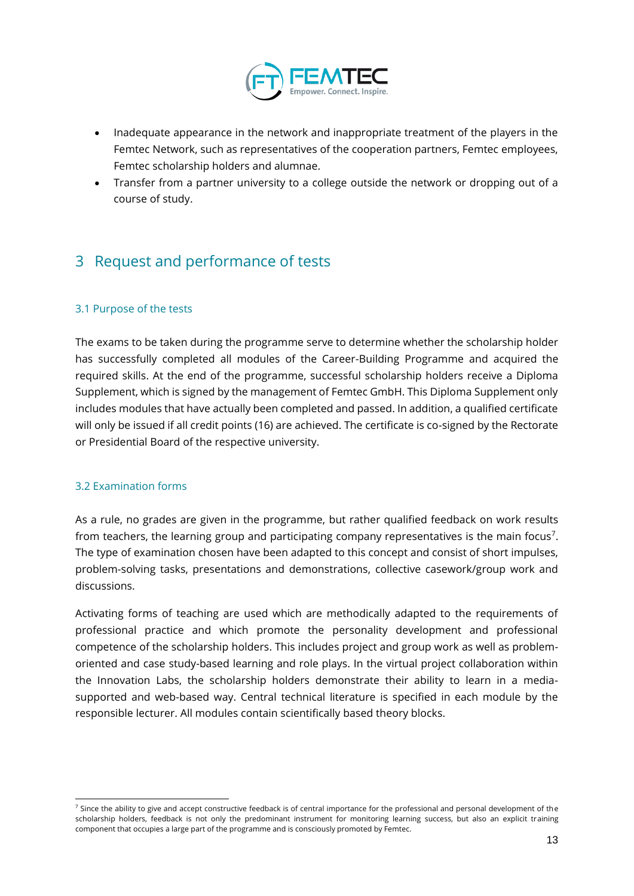- Inadequate appearance in the network and inappropriate treatment of the players in the Femtec Network, such as representatives of the cooperation partners, Femtec employees, Femtec scholarship holders and alumnae.
- Transfer from a partner university to a college outside the network or dropping out of a course of study.

# 3 Request and performance of tests

## 3.1 Purpose of the tests

The exams to be taken during the programme serve to determine whether the scholarship holder has successfully completed all modules of the Career-Building Programme and acquired the required skills. At the end of the programme, successful scholarship holders receive a Diploma Supplement, which is signed by the management of Femtec GmbH. This Diploma Supplement only includes modules that have actually been completed and passed. In addition, a qualified certificate will only be issued if all credit points (16) are achieved. The certificate is co-signed by the Rectorate or Presidential Board of the respective university.

## 3.2 Examination forms

As a rule, no grades are given in the programme, but rather qualified feedback on work results from teachers, the learning group and participating company representatives is the main focus[7]. The type of examination chosen have been adapted to this concept and consist of short impulses, problem-solving tasks, presentations and demonstrations, collective casework/group work and discussions.

Activating forms of teaching are used which are methodically adapted to the requirements of professional practice and which promote the personality development and professional competence of the scholarship holders. This includes project and group work as well as problem-oriented and case study-based learning and role plays. In the virtual project collaboration within the Innovation Labs, the scholarship holders demonstrate their ability to learn in a media-supported and web-based way. Central technical literature is specified in each module by the responsible lecturer. All modules contain scientifically based theory blocks.

[7] Since the ability to give and accept constructive feedback is of central importance for the professional and personal development of the scholarship holders, feedback is not only the predominant instrument for monitoring learning success, but also an explicit training component that occupies a large part of the programme and is consciously promoted by Femtec.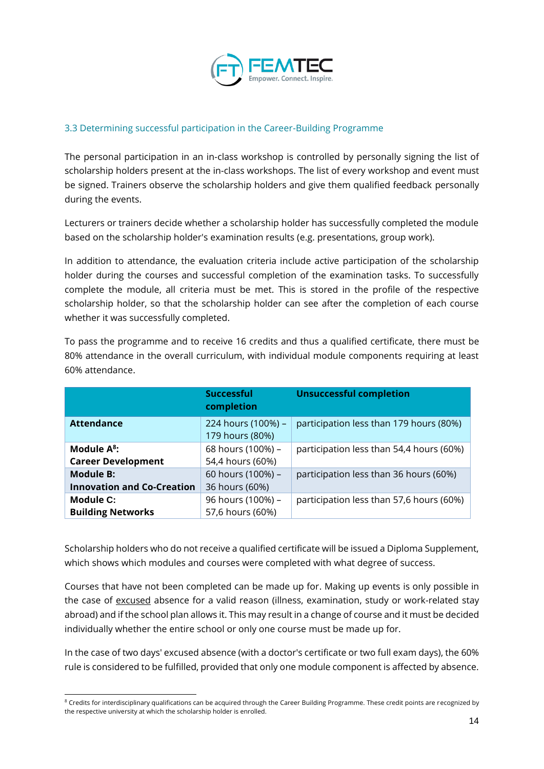### 3.3 Determining successful participation in the Career-Building Programme

The personal participation in an in-class workshop is controlled by personally signing the list of scholarship holders present at the in-class workshops. The list of every workshop and event must be signed. Trainers observe the scholarship holders and give them qualified feedback personally during the events.

Lecturers or trainers decide whether a scholarship holder has successfully completed the module based on the scholarship holder's examination results (e.g. presentations, group work).

In addition to attendance, the evaluation criteria include active participation of the scholarship holder during the courses and successful completion of the examination tasks. To successfully complete the module, all criteria must be met. This is stored in the profile of the respective scholarship holder, so that the scholarship holder can see after the completion of each course whether it was successfully completed.

To pass the programme and to receive 16 credits and thus a qualified certificate, there must be 80% attendance in the overall curriculum, with individual module components requiring at least 60% attendance.

| | Successful completion | Unsuccessful completion |
|---|---|---|
| **Attendance** | 224 hours (100%) – 179 hours (80%) | participation less than 179 hours (80%) |
| **Module A[8]: Career Development** | 68 hours (100%) – 54,4 hours (60%) | participation less than 54,4 hours (60%) |
| **Module B: Innovation and Co-Creation** | 60 hours (100%) – 36 hours (60%) | participation less than 36 hours (60%) |
| **Module C: Building Networks** | 96 hours (100%) – 57,6 hours (60%) | participation less than 57,6 hours (60%) |

Scholarship holders who do not receive a qualified certificate will be issued a Diploma Supplement, which shows which modules and courses were completed with what degree of success.

Courses that have not been completed can be made up for. Making up events is only possible in the case of excused absence for a valid reason (illness, examination, study or work-related stay abroad) and if the school plan allows it. This may result in a change of course and it must be decided individually whether the entire school or only one course must be made up for.

In the case of two days' excused absence (with a doctor's certificate or two full exam days), the 60% rule is considered to be fulfilled, provided that only one module component is affected by absence.

[8] Credits for interdisciplinary qualifications can be acquired through the Career Building Programme. These credit points are recognized by the respective university at which the scholarship holder is enrolled.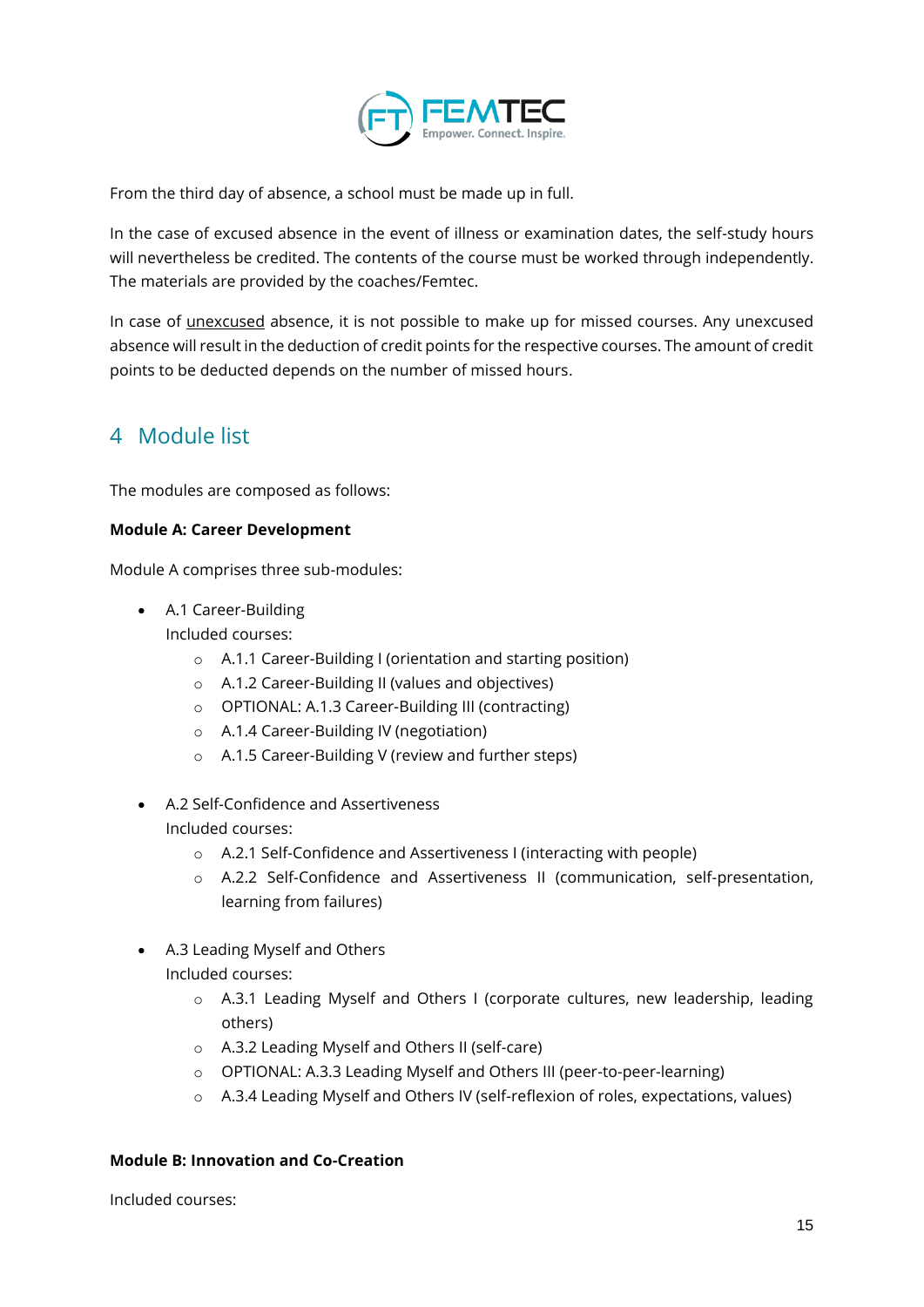From the third day of absence, a school must be made up in full.

In the case of excused absence in the event of illness or examination dates, the self-study hours will nevertheless be credited. The contents of the course must be worked through independently. The materials are provided by the coaches/Femtec.

In case of unexcused absence, it is not possible to make up for missed courses. Any unexcused absence will result in the deduction of credit points for the respective courses. The amount of credit points to be deducted depends on the number of missed hours.

# 4 Module list

The modules are composed as follows:

**Module A: Career Development**

Module A comprises three sub-modules:

- A.1 Career-Building
  Included courses:
  - A.1.1 Career-Building I (orientation and starting position)
  - A.1.2 Career-Building II (values and objectives)
  - OPTIONAL: A.1.3 Career-Building III (contracting)
  - A.1.4 Career-Building IV (negotiation)
  - A.1.5 Career-Building V (review and further steps)

- A.2 Self-Confidence and Assertiveness
  Included courses:
  - A.2.1 Self-Confidence and Assertiveness I (interacting with people)
  - A.2.2 Self-Confidence and Assertiveness II (communication, self-presentation, learning from failures)

- A.3 Leading Myself and Others
  Included courses:
  - A.3.1 Leading Myself and Others I (corporate cultures, new leadership, leading others)
  - A.3.2 Leading Myself and Others II (self-care)
  - OPTIONAL: A.3.3 Leading Myself and Others III (peer-to-peer-learning)
  - A.3.4 Leading Myself and Others IV (self-reflexion of roles, expectations, values)

**Module B: Innovation and Co-Creation**

Included courses: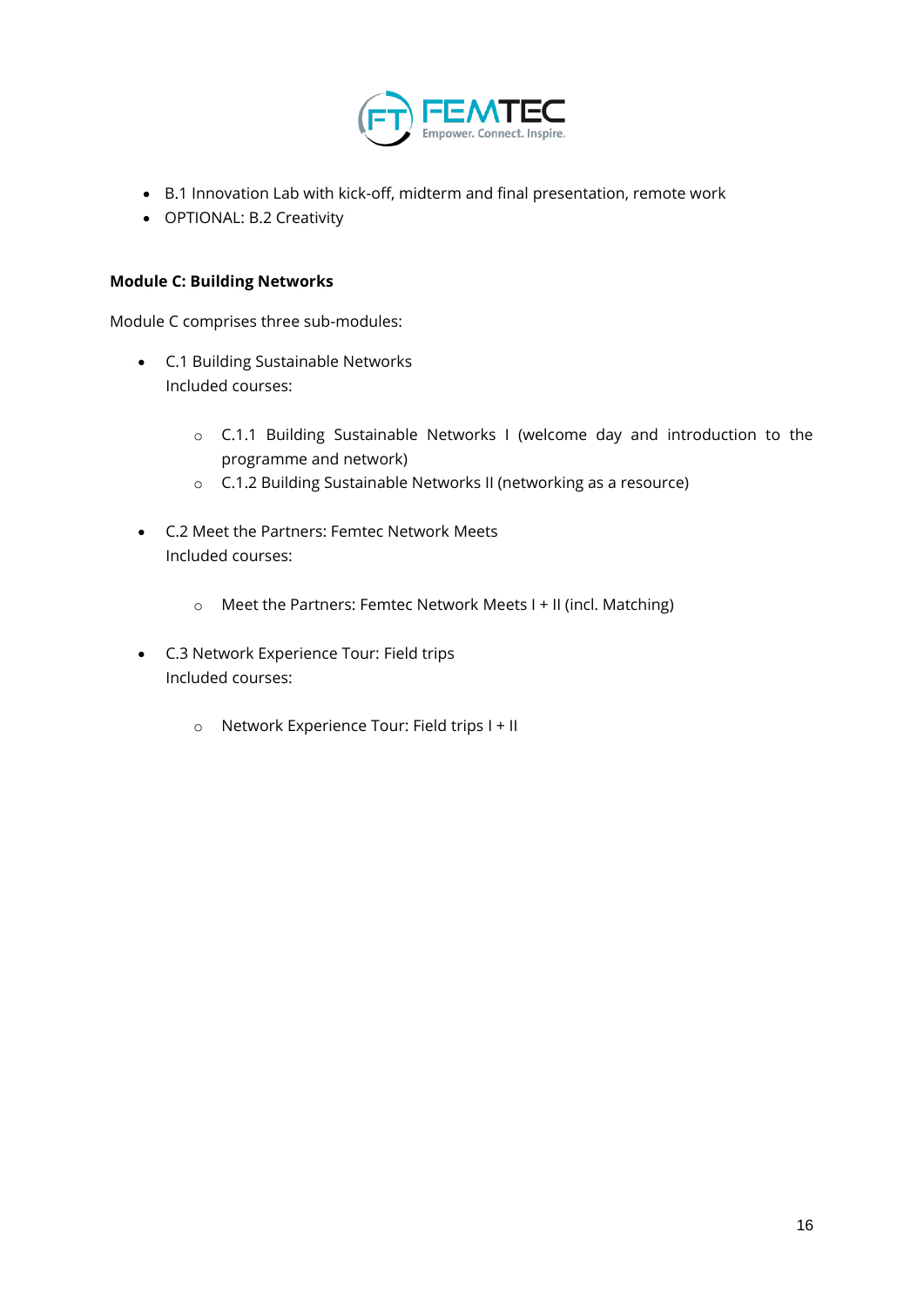- B.1 Innovation Lab with kick-off, midterm and final presentation, remote work
- OPTIONAL: B.2 Creativity

**Module C: Building Networks**

Module C comprises three sub-modules:

- C.1 Building Sustainable Networks
  Included courses:

  - C.1.1 Building Sustainable Networks I (welcome day and introduction to the programme and network)
  - C.1.2 Building Sustainable Networks II (networking as a resource)

- C.2 Meet the Partners: Femtec Network Meets
  Included courses:

  - Meet the Partners: Femtec Network Meets I + II (incl. Matching)

- C.3 Network Experience Tour: Field trips
  Included courses:

  - Network Experience Tour: Field trips I + II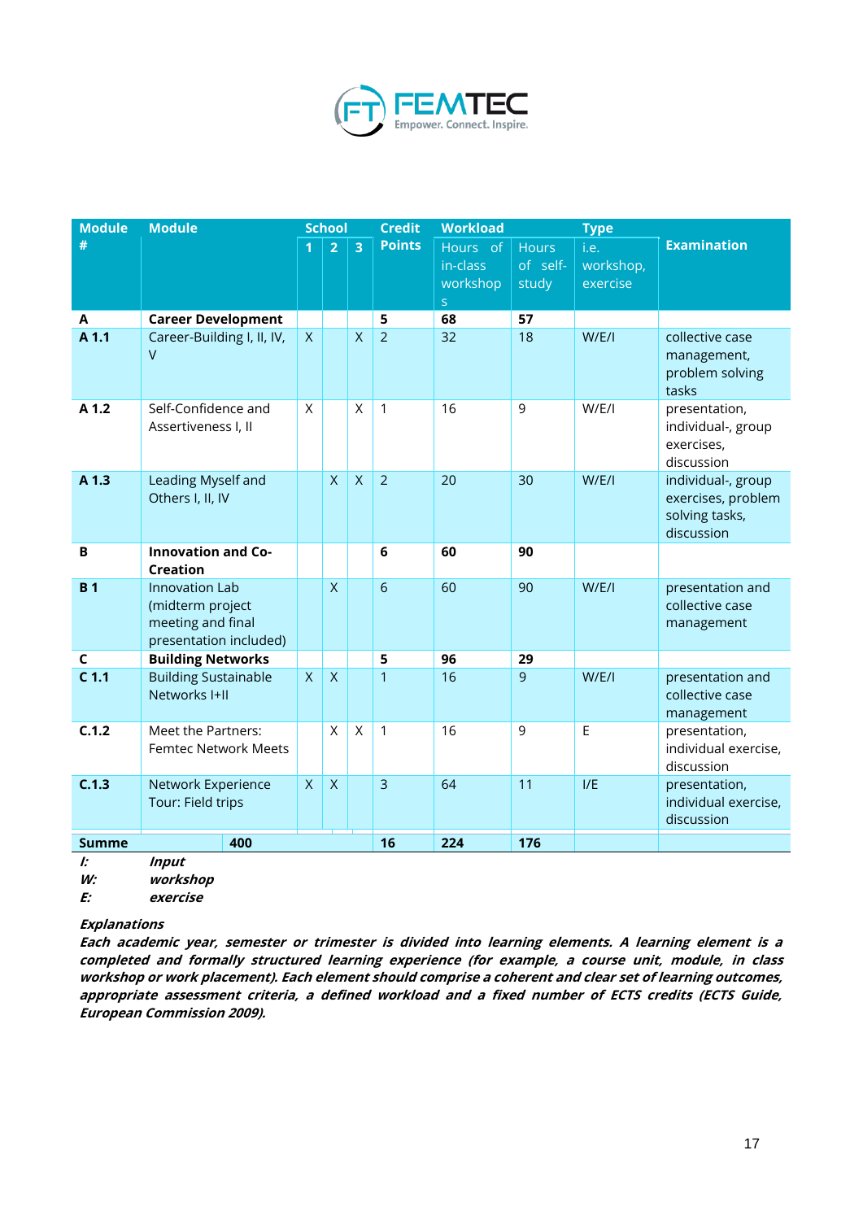| Module # | Module | School | | | Credit Points | Workload | | Type | Examination |
|---|---|---|---|---|---|---|---|---|---|
| | | 1 | 2 | 3 | | Hours of in-class workshops | Hours of self-study | i.e. workshop, exercise | |
| **A** | **Career Development** | | | | **5** | **68** | **57** | | |
| **A 1.1** | Career-Building I, II, IV, V | X | | X | 2 | 32 | 18 | W/E/I | collective case management, problem solving tasks |
| **A 1.2** | Self-Confidence and Assertiveness I, II | X | | X | 1 | 16 | 9 | W/E/I | presentation, individual-, group exercises, discussion |
| **A 1.3** | Leading Myself and Others I, II, IV | | X | X | 2 | 20 | 30 | W/E/I | individual-, group exercises, problem solving tasks, discussion |
| **B** | **Innovation and Co-Creation** | | | | **6** | **60** | **90** | | |
| **B 1** | Innovation Lab (midterm project meeting and final presentation included) | | X | | 6 | 60 | 90 | W/E/I | presentation and collective case management |
| **C** | **Building Networks** | | | | **5** | **96** | **29** | | |
| **C 1.1** | Building Sustainable Networks I+II | X | X | | 1 | 16 | 9 | W/E/I | presentation and collective case management |
| **C.1.2** | Meet the Partners: Femtec Network Meets | | X | X | 1 | 16 | 9 | E | presentation, individual exercise, discussion |
| **C.1.3** | Network Experience Tour: Field trips | X | X | | 3 | 64 | 11 | I/E | presentation, individual exercise, discussion |
| **Summe** | **400** | | | | **16** | **224** | **176** | | |

***I:*** ***Input***
***W:*** ***workshop***
***E:*** ***exercise***

***Explanations***
***Each academic year, semester or trimester is divided into learning elements. A learning element is a completed and formally structured learning experience (for example, a course unit, module, in class workshop or work placement). Each element should comprise a coherent and clear set of learning outcomes, appropriate assessment criteria, a defined workload and a fixed number of ECTS credits (ECTS Guide, European Commission 2009).***